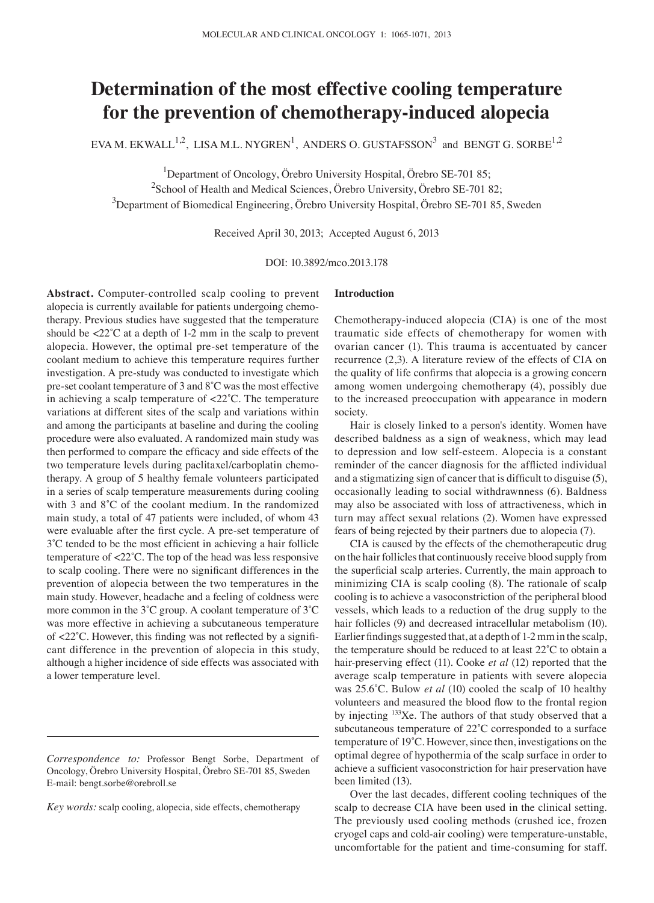# Determination of the most effective cooling temperature for the prevention of chemotherapy-induced alopecia

EVA M. EKWALL[1,2], LISA M.L. NYGREN[1], ANDERS O. GUSTAFSSON[3] and BENGT G. SORBE[1,2]

[1]Department of Oncology, Örebro University Hospital, Örebro SE-701 85;
[2]School of Health and Medical Sciences, Örebro University, Örebro SE-701 82;
[3]Department of Biomedical Engineering, Örebro University Hospital, Örebro SE-701 85, Sweden

Received April 30, 2013; Accepted August 6, 2013

DOI: 10.3892/mco.2013.178

**Abstract.** Computer-controlled scalp cooling to prevent alopecia is currently available for patients undergoing chemotherapy. Previous studies have suggested that the temperature should be <22˚C at a depth of 1-2 mm in the scalp to prevent alopecia. However, the optimal pre-set temperature of the coolant medium to achieve this temperature requires further investigation. A pre-study was conducted to investigate which pre-set coolant temperature of 3 and 8˚C was the most effective in achieving a scalp temperature of <22˚C. The temperature variations at different sites of the scalp and variations within and among the participants at baseline and during the cooling procedure were also evaluated. A randomized main study was then performed to compare the efficacy and side effects of the two temperature levels during paclitaxel/carboplatin chemotherapy. A group of 5 healthy female volunteers participated in a series of scalp temperature measurements during cooling with 3 and 8˚C of the coolant medium. In the randomized main study, a total of 47 patients were included, of whom 43 were evaluable after the first cycle. A pre-set temperature of 3˚C tended to be the most efficient in achieving a hair follicle temperature of <22˚C. The top of the head was less responsive to scalp cooling. There were no significant differences in the prevention of alopecia between the two temperatures in the main study. However, headache and a feeling of coldness were more common in the 3˚C group. A coolant temperature of 3˚C was more effective in achieving a subcutaneous temperature of <22˚C. However, this finding was not reflected by a significant difference in the prevention of alopecia in this study, although a higher incidence of side effects was associated with a lower temperature level.

*Correspondence to:* Professor Bengt Sorbe, Department of Oncology, Örebro University Hospital, Örebro SE-701 85, Sweden
E-mail: bengt.sorbe@orebroll.se

*Key words:* scalp cooling, alopecia, side effects, chemotherapy

## Introduction

Chemotherapy-induced alopecia (CIA) is one of the most traumatic side effects of chemotherapy for women with ovarian cancer (1). This trauma is accentuated by cancer recurrence (2,3). A literature review of the effects of CIA on the quality of life confirms that alopecia is a growing concern among women undergoing chemotherapy (4), possibly due to the increased preoccupation with appearance in modern society.

Hair is closely linked to a person's identity. Women have described baldness as a sign of weakness, which may lead to depression and low self-esteem. Alopecia is a constant reminder of the cancer diagnosis for the afflicted individual and a stigmatizing sign of cancer that is difficult to disguise (5), occasionally leading to social withdrawnness (6). Baldness may also be associated with loss of attractiveness, which in turn may affect sexual relations (2). Women have expressed fears of being rejected by their partners due to alopecia (7).

CIA is caused by the effects of the chemotherapeutic drug on the hair follicles that continuously receive blood supply from the superficial scalp arteries. Currently, the main approach to minimizing CIA is scalp cooling (8). The rationale of scalp cooling is to achieve a vasoconstriction of the peripheral blood vessels, which leads to a reduction of the drug supply to the hair follicles (9) and decreased intracellular metabolism (10). Earlier findings suggested that, at a depth of 1-2 mm in the scalp, the temperature should be reduced to at least 22˚C to obtain a hair-preserving effect (11). Cooke *et al* (12) reported that the average scalp temperature in patients with severe alopecia was 25.6˚C. Bulow *et al* (10) cooled the scalp of 10 healthy volunteers and measured the blood flow to the frontal region by injecting $^{133}$Xe. The authors of that study observed that a subcutaneous temperature of 22˚C corresponded to a surface temperature of 19˚C. However, since then, investigations on the optimal degree of hypothermia of the scalp surface in order to achieve a sufficient vasoconstriction for hair preservation have been limited (13).

Over the last decades, different cooling techniques of the scalp to decrease CIA have been used in the clinical setting. The previously used cooling methods (crushed ice, frozen cryogel caps and cold-air cooling) were temperature-unstable, uncomfortable for the patient and time-consuming for staff.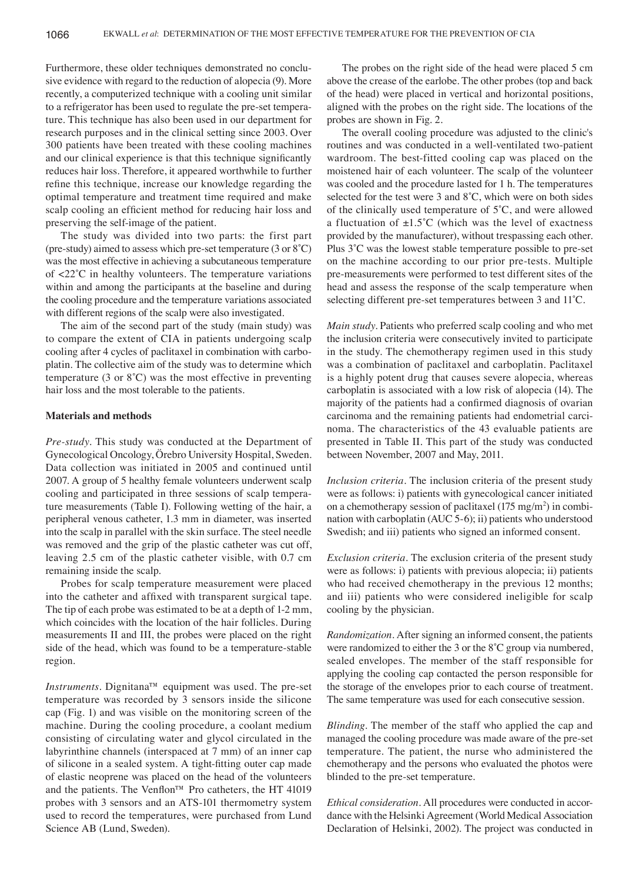Furthermore, these older techniques demonstrated no conclusive evidence with regard to the reduction of alopecia (9). More recently, a computerized technique with a cooling unit similar to a refrigerator has been used to regulate the pre-set temperature. This technique has also been used in our department for research purposes and in the clinical setting since 2003. Over 300 patients have been treated with these cooling machines and our clinical experience is that this technique significantly reduces hair loss. Therefore, it appeared worthwhile to further refine this technique, increase our knowledge regarding the optimal temperature and treatment time required and make scalp cooling an efficient method for reducing hair loss and preserving the self-image of the patient.

The study was divided into two parts: the first part (pre-study) aimed to assess which pre-set temperature (3 or 8˚C) was the most effective in achieving a subcutaneous temperature of <22˚C in healthy volunteers. The temperature variations within and among the participants at the baseline and during the cooling procedure and the temperature variations associated with different regions of the scalp were also investigated.

The aim of the second part of the study (main study) was to compare the extent of CIA in patients undergoing scalp cooling after 4 cycles of paclitaxel in combination with carboplatin. The collective aim of the study was to determine which temperature (3 or 8˚C) was the most effective in preventing hair loss and the most tolerable to the patients.

## Materials and methods

*Pre-study.* This study was conducted at the Department of Gynecological Oncology, Örebro University Hospital, Sweden. Data collection was initiated in 2005 and continued until 2007. A group of 5 healthy female volunteers underwent scalp cooling and participated in three sessions of scalp temperature measurements (Table I). Following wetting of the hair, a peripheral venous catheter, 1.3 mm in diameter, was inserted into the scalp in parallel with the skin surface. The steel needle was removed and the grip of the plastic catheter was cut off, leaving 2.5 cm of the plastic catheter visible, with 0.7 cm remaining inside the scalp.

Probes for scalp temperature measurement were placed into the catheter and affixed with transparent surgical tape. The tip of each probe was estimated to be at a depth of 1-2 mm, which coincides with the location of the hair follicles. During measurements II and III, the probes were placed on the right side of the head, which was found to be a temperature-stable region.

*Instruments.* Dignitana™ equipment was used. The pre-set temperature was recorded by 3 sensors inside the silicone cap (Fig. 1) and was visible on the monitoring screen of the machine. During the cooling procedure, a coolant medium consisting of circulating water and glycol circulated in the labyrinthine channels (interspaced at 7 mm) of an inner cap of silicone in a sealed system. A tight-fitting outer cap made of elastic neoprene was placed on the head of the volunteers and the patients. The Venflon™ Pro catheters, the HT 41019 probes with 3 sensors and an ATS-101 thermometry system used to record the temperatures, were purchased from Lund Science AB (Lund, Sweden).

The probes on the right side of the head were placed 5 cm above the crease of the earlobe. The other probes (top and back of the head) were placed in vertical and horizontal positions, aligned with the probes on the right side. The locations of the probes are shown in Fig. 2.

The overall cooling procedure was adjusted to the clinic's routines and was conducted in a well-ventilated two-patient wardroom. The best-fitted cooling cap was placed on the moistened hair of each volunteer. The scalp of the volunteer was cooled and the procedure lasted for 1 h. The temperatures selected for the test were 3 and 8˚C, which were on both sides of the clinically used temperature of 5˚C, and were allowed a fluctuation of ±1.5˚C (which was the level of exactness provided by the manufacturer), without trespassing each other. Plus 3˚C was the lowest stable temperature possible to pre-set on the machine according to our prior pre-tests. Multiple pre-measurements were performed to test different sites of the head and assess the response of the scalp temperature when selecting different pre-set temperatures between 3 and 11˚C.

*Main study.* Patients who preferred scalp cooling and who met the inclusion criteria were consecutively invited to participate in the study. The chemotherapy regimen used in this study was a combination of paclitaxel and carboplatin. Paclitaxel is a highly potent drug that causes severe alopecia, whereas carboplatin is associated with a low risk of alopecia (14). The majority of the patients had a confirmed diagnosis of ovarian carcinoma and the remaining patients had endometrial carcinoma. The characteristics of the 43 evaluable patients are presented in Table II. This part of the study was conducted between November, 2007 and May, 2011.

*Inclusion criteria.* The inclusion criteria of the present study were as follows: i) patients with gynecological cancer initiated on a chemotherapy session of paclitaxel (175 mg/m$^2$) in combination with carboplatin (AUC 5-6); ii) patients who understood Swedish; and iii) patients who signed an informed consent.

*Exclusion criteria.* The exclusion criteria of the present study were as follows: i) patients with previous alopecia; ii) patients who had received chemotherapy in the previous 12 months; and iii) patients who were considered ineligible for scalp cooling by the physician.

*Randomization.* After signing an informed consent, the patients were randomized to either the 3 or the 8˚C group via numbered, sealed envelopes. The member of the staff responsible for applying the cooling cap contacted the person responsible for the storage of the envelopes prior to each course of treatment. The same temperature was used for each consecutive session.

*Blinding.* The member of the staff who applied the cap and managed the cooling procedure was made aware of the pre-set temperature. The patient, the nurse who administered the chemotherapy and the persons who evaluated the photos were blinded to the pre-set temperature.

*Ethical consideration.* All procedures were conducted in accordance with the Helsinki Agreement (World Medical Association Declaration of Helsinki, 2002). The project was conducted in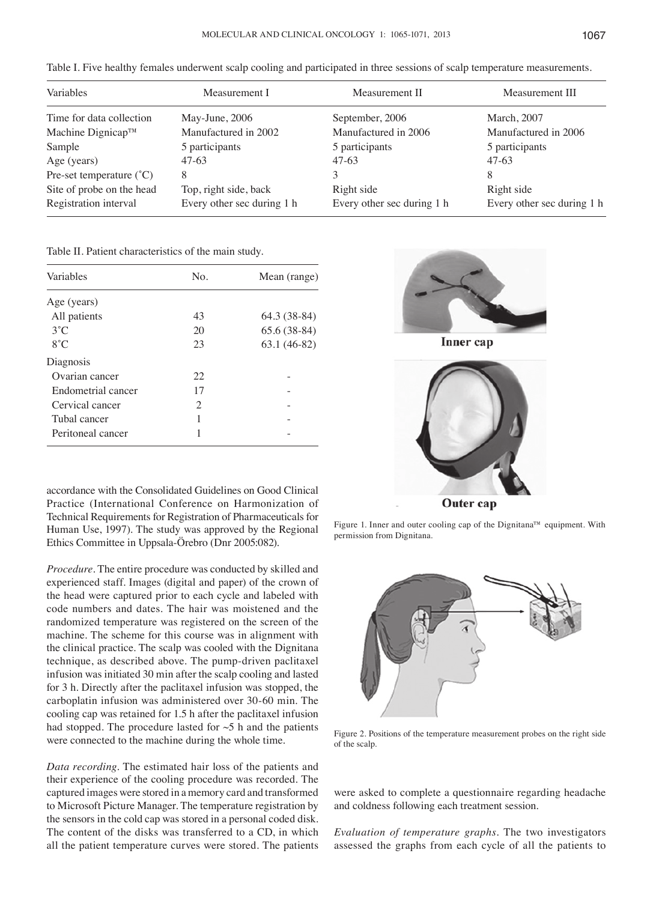Table I. Five healthy females underwent scalp cooling and participated in three sessions of scalp temperature measurements.

| Variables | Measurement I | Measurement II | Measurement III |
|---|---|---|---|
| Time for data collection | May-June, 2006 | September, 2006 | March, 2007 |
| Machine Dignicap™ | Manufactured in 2002 | Manufactured in 2006 | Manufactured in 2006 |
| Sample | 5 participants | 5 participants | 5 participants |
| Age (years) | 47-63 | 47-63 | 47-63 |
| Pre-set temperature (˚C) | 8 | 3 | 8 |
| Site of probe on the head | Top, right side, back | Right side | Right side |
| Registration interval | Every other sec during 1 h | Every other sec during 1 h | Every other sec during 1 h |

Table II. Patient characteristics of the main study.

| Variables | No. | Mean (range) |
|---|---|---|
| Age (years) | | |
| All patients | 43 | 64.3 (38-84) |
| 3˚C | 20 | 65.6 (38-84) |
| 8˚C | 23 | 63.1 (46-82) |
| Diagnosis | | |
| Ovarian cancer | 22 | - |
| Endometrial cancer | 17 | - |
| Cervical cancer | 2 | - |
| Tubal cancer | 1 | - |
| Peritoneal cancer | 1 | - |

accordance with the Consolidated Guidelines on Good Clinical Practice (International Conference on Harmonization of Technical Requirements for Registration of Pharmaceuticals for Human Use, 1997). The study was approved by the Regional Ethics Committee in Uppsala-Örebro (Dnr 2005:082).

*Procedure.* The entire procedure was conducted by skilled and experienced staff. Images (digital and paper) of the crown of the head were captured prior to each cycle and labeled with code numbers and dates. The hair was moistened and the randomized temperature was registered on the screen of the machine. The scheme for this course was in alignment with the clinical practice. The scalp was cooled with the Dignitana technique, as described above. The pump-driven paclitaxel infusion was initiated 30 min after the scalp cooling and lasted for 3 h. Directly after the paclitaxel infusion was stopped, the carboplatin infusion was administered over 30-60 min. The cooling cap was retained for 1.5 h after the paclitaxel infusion had stopped. The procedure lasted for ~5 h and the patients were connected to the machine during the whole time.

*Data recording.* The estimated hair loss of the patients and their experience of the cooling procedure was recorded. The captured images were stored in a memory card and transformed to Microsoft Picture Manager. The temperature registration by the sensors in the cold cap was stored in a personal coded disk. The content of the disks was transferred to a CD, in which all the patient temperature curves were stored. The patients were asked to complete a questionnaire regarding headache and coldness following each treatment session.

Inner cap

Outer cap

Figure 1. Inner and outer cooling cap of the Dignitana™ equipment. With permission from Dignitana.

Figure 2. Positions of the temperature measurement probes on the right side of the scalp.

*Evaluation of temperature graphs.* The two investigators assessed the graphs from each cycle of all the patients to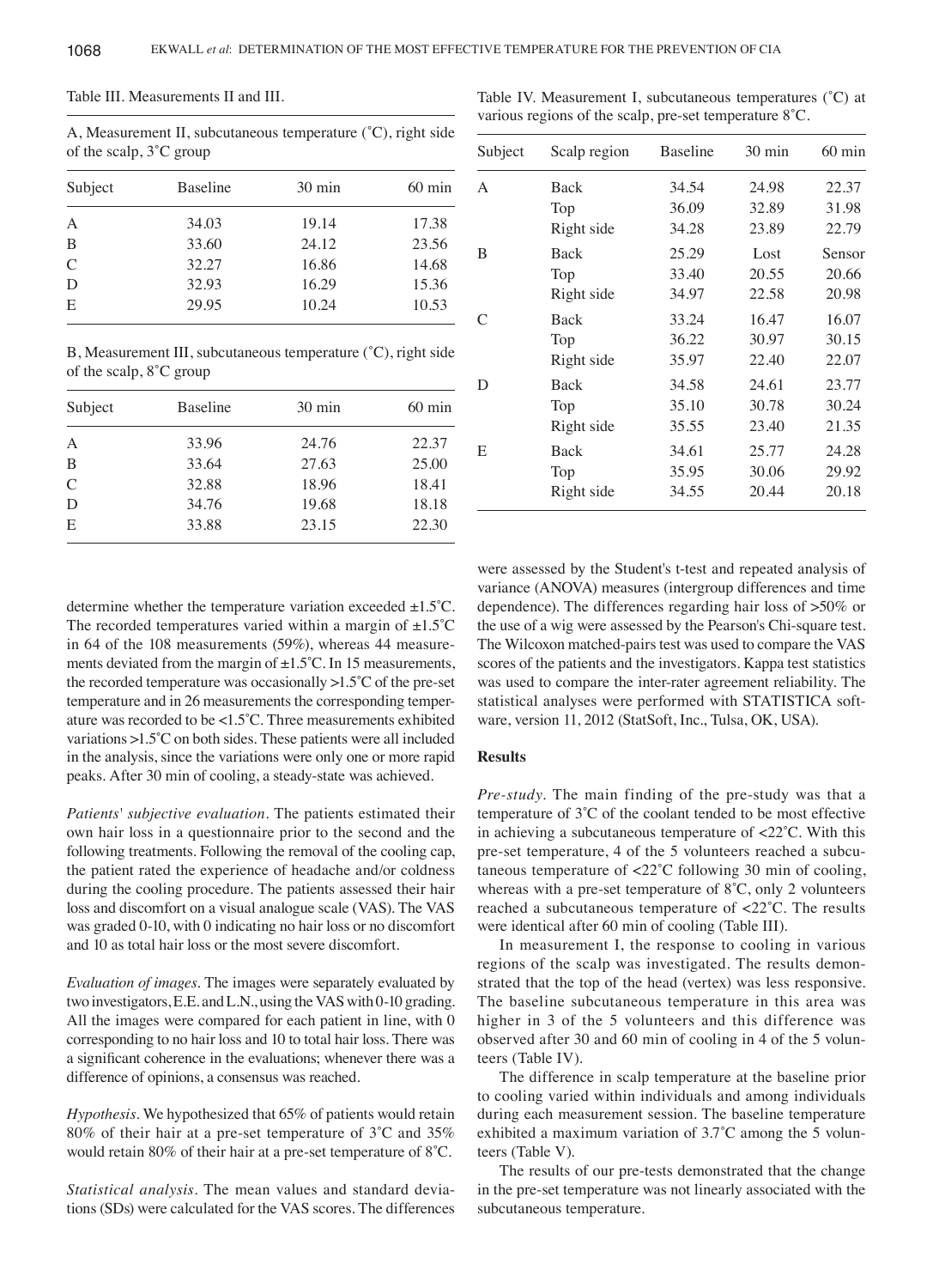Table III. Measurements II and III.

A, Measurement II, subcutaneous temperature (˚C), right side of the scalp, 3˚C group

| Subject | Baseline | 30 min | 60 min |
|---|---|---|---|
| A | 34.03 | 19.14 | 17.38 |
| B | 33.60 | 24.12 | 23.56 |
| C | 32.27 | 16.86 | 14.68 |
| D | 32.93 | 16.29 | 15.36 |
| E | 29.95 | 10.24 | 10.53 |

B, Measurement III, subcutaneous temperature (˚C), right side of the scalp, 8˚C group

| Subject | Baseline | 30 min | 60 min |
|---|---|---|---|
| A | 33.96 | 24.76 | 22.37 |
| B | 33.64 | 27.63 | 25.00 |
| C | 32.88 | 18.96 | 18.41 |
| D | 34.76 | 19.68 | 18.18 |
| E | 33.88 | 23.15 | 22.30 |

Table IV. Measurement I, subcutaneous temperatures (˚C) at various regions of the scalp, pre-set temperature 8˚C.

| Subject | Scalp region | Baseline | 30 min | 60 min |
|---|---|---|---|---|
| A | Back | 34.54 | 24.98 | 22.37 |
| | Top | 36.09 | 32.89 | 31.98 |
| | Right side | 34.28 | 23.89 | 22.79 |
| B | Back | 25.29 | Lost | Sensor |
| | Top | 33.40 | 20.55 | 20.66 |
| | Right side | 34.97 | 22.58 | 20.98 |
| C | Back | 33.24 | 16.47 | 16.07 |
| | Top | 36.22 | 30.97 | 30.15 |
| | Right side | 35.97 | 22.40 | 22.07 |
| D | Back | 34.58 | 24.61 | 23.77 |
| | Top | 35.10 | 30.78 | 30.24 |
| | Right side | 35.55 | 23.40 | 21.35 |
| E | Back | 34.61 | 25.77 | 24.28 |
| | Top | 35.95 | 30.06 | 29.92 |
| | Right side | 34.55 | 20.44 | 20.18 |

determine whether the temperature variation exceeded ±1.5˚C. The recorded temperatures varied within a margin of ±1.5˚C in 64 of the 108 measurements (59%), whereas 44 measurements deviated from the margin of ±1.5˚C. In 15 measurements, the recorded temperature was occasionally >1.5˚C of the pre-set temperature and in 26 measurements the corresponding temperature was recorded to be <1.5˚C. Three measurements exhibited variations >1.5˚C on both sides. These patients were all included in the analysis, since the variations were only one or more rapid peaks. After 30 min of cooling, a steady-state was achieved.

*Patients' subjective evaluation*. The patients estimated their own hair loss in a questionnaire prior to the second and the following treatments. Following the removal of the cooling cap, the patient rated the experience of headache and/or coldness during the cooling procedure. The patients assessed their hair loss and discomfort on a visual analogue scale (VAS). The VAS was graded 0-10, with 0 indicating no hair loss or no discomfort and 10 as total hair loss or the most severe discomfort.

*Evaluation of images*. The images were separately evaluated by two investigators, E.E. and L.N., using the VAS with 0-10 grading. All the images were compared for each patient in line, with 0 corresponding to no hair loss and 10 to total hair loss. There was a significant coherence in the evaluations; whenever there was a difference of opinions, a consensus was reached.

*Hypothesis*. We hypothesized that 65% of patients would retain 80% of their hair at a pre-set temperature of 3˚C and 35% would retain 80% of their hair at a pre-set temperature of 8˚C.

*Statistical analysis*. The mean values and standard deviations (SDs) were calculated for the VAS scores. The differences were assessed by the Student's t-test and repeated analysis of variance (ANOVA) measures (intergroup differences and time dependence). The differences regarding hair loss of >50% or the use of a wig were assessed by the Pearson's Chi-square test. The Wilcoxon matched-pairs test was used to compare the VAS scores of the patients and the investigators. Kappa test statistics was used to compare the inter-rater agreement reliability. The statistical analyses were performed with STATISTICA software, version 11, 2012 (StatSoft, Inc., Tulsa, OK, USA).

## Results

*Pre-study*. The main finding of the pre-study was that a temperature of 3˚C of the coolant tended to be most effective in achieving a subcutaneous temperature of <22˚C. With this pre-set temperature, 4 of the 5 volunteers reached a subcutaneous temperature of <22˚C following 30 min of cooling, whereas with a pre-set temperature of 8˚C, only 2 volunteers reached a subcutaneous temperature of <22˚C. The results were identical after 60 min of cooling (Table III).

In measurement I, the response to cooling in various regions of the scalp was investigated. The results demonstrated that the top of the head (vertex) was less responsive. The baseline subcutaneous temperature in this area was higher in 3 of the 5 volunteers and this difference was observed after 30 and 60 min of cooling in 4 of the 5 volunteers (Table IV).

The difference in scalp temperature at the baseline prior to cooling varied within individuals and among individuals during each measurement session. The baseline temperature exhibited a maximum variation of 3.7˚C among the 5 volunteers (Table V).

The results of our pre-tests demonstrated that the change in the pre-set temperature was not linearly associated with the subcutaneous temperature.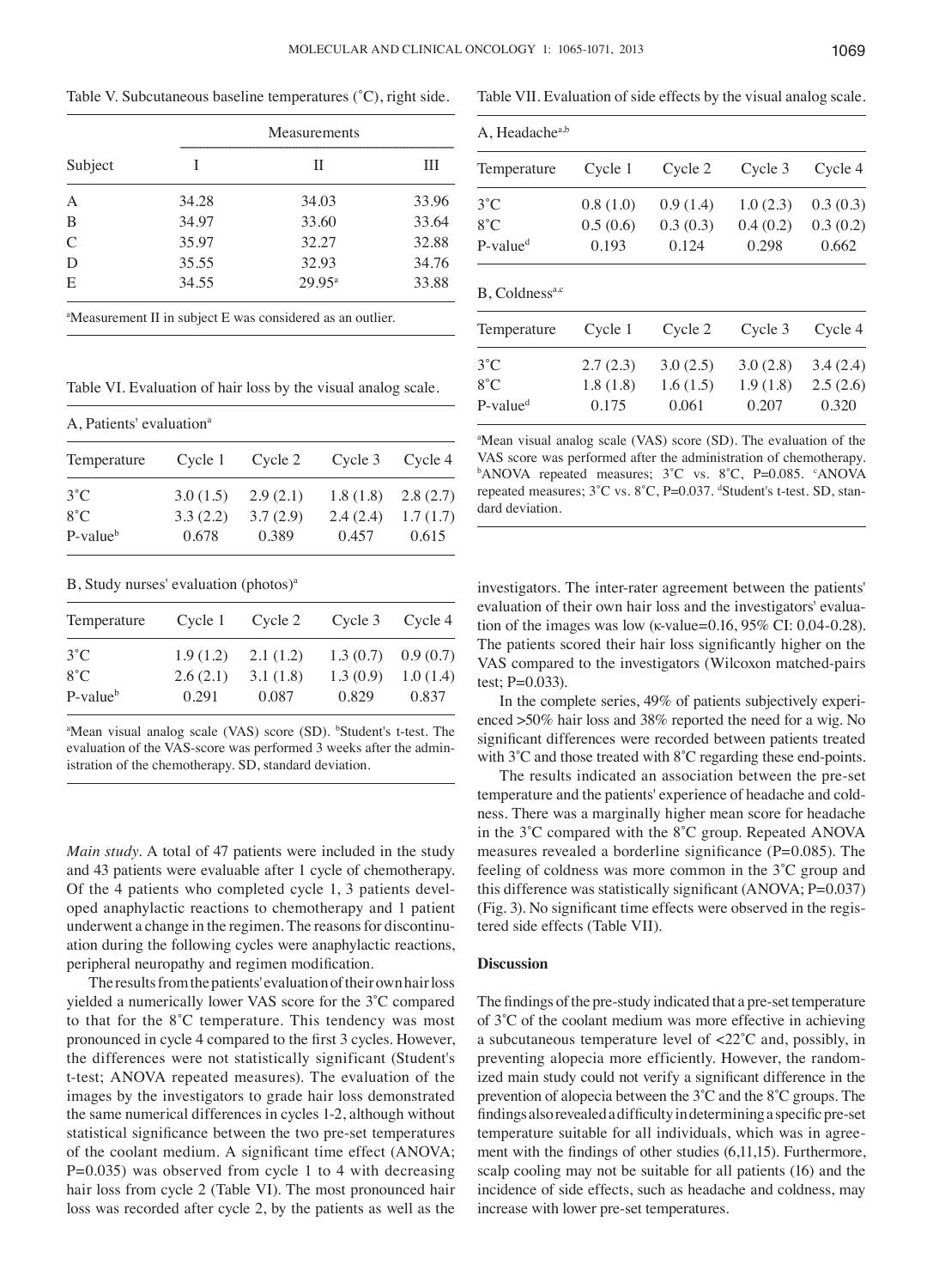Table V. Subcutaneous baseline temperatures (˚C), right side.

| Subject | Measurements I | II | III |
|---|---|---|---|
| A | 34.28 | 34.03 | 33.96 |
| B | 34.97 | 33.60 | 33.64 |
| C | 35.97 | 32.27 | 32.88 |
| D | 35.55 | 32.93 | 34.76 |
| E | 34.55 | 29.95[a] | 33.88 |

[a]Measurement II in subject E was considered as an outlier.

Table VI. Evaluation of hair loss by the visual analog scale.

A, Patients' evaluation[a]

| Temperature | Cycle 1 | Cycle 2 | Cycle 3 | Cycle 4 |
|---|---|---|---|---|
| 3˚C | 3.0 (1.5) | 2.9 (2.1) | 1.8 (1.8) | 2.8 (2.7) |
| 8˚C | 3.3 (2.2) | 3.7 (2.9) | 2.4 (2.4) | 1.7 (1.7) |
| P-value[b] | 0.678 | 0.389 | 0.457 | 0.615 |

B, Study nurses' evaluation (photos)[a]

| Temperature | Cycle 1 | Cycle 2 | Cycle 3 | Cycle 4 |
|---|---|---|---|---|
| 3˚C | 1.9 (1.2) | 2.1 (1.2) | 1.3 (0.7) | 0.9 (0.7) |
| 8˚C | 2.6 (2.1) | 3.1 (1.8) | 1.3 (0.9) | 1.0 (1.4) |
| P-value[b] | 0.291 | 0.087 | 0.829 | 0.837 |

[a]Mean visual analog scale (VAS) score (SD). [b]Student's t-test. The evaluation of the VAS-score was performed 3 weeks after the administration of the chemotherapy. SD, standard deviation.

*Main study.* A total of 47 patients were included in the study and 43 patients were evaluable after 1 cycle of chemotherapy. Of the 4 patients who completed cycle 1, 3 patients developed anaphylactic reactions to chemotherapy and 1 patient underwent a change in the regimen. The reasons for discontinuation during the following cycles were anaphylactic reactions, peripheral neuropathy and regimen modification.

The results from the patients' evaluation of their own hair loss yielded a numerically lower VAS score for the 3˚C compared to that for the 8˚C temperature. This tendency was most pronounced in cycle 4 compared to the first 3 cycles. However, the differences were not statistically significant (Student's t-test; ANOVA repeated measures). The evaluation of the images by the investigators to grade hair loss demonstrated the same numerical differences in cycles 1-2, although without statistical significance between the two pre-set temperatures of the coolant medium. A significant time effect (ANOVA; P=0.035) was observed from cycle 1 to 4 with decreasing hair loss from cycle 2 (Table VI). The most pronounced hair loss was recorded after cycle 2, by the patients as well as the investigators. The inter-rater agreement between the patients' evaluation of their own hair loss and the investigators' evaluation of the images was low (κ-value=0.16, 95% CI: 0.04-0.28). The patients scored their hair loss significantly higher on the VAS compared to the investigators (Wilcoxon matched-pairs test; P=0.033).

In the complete series, 49% of patients subjectively experienced >50% hair loss and 38% reported the need for a wig. No significant differences were recorded between patients treated with 3˚C and those treated with 8˚C regarding these end-points.

The results indicated an association between the pre-set temperature and the patients' experience of headache and coldness. There was a marginally higher mean score for headache in the 3˚C compared with the 8˚C group. Repeated ANOVA measures revealed a borderline significance (P=0.085). The feeling of coldness was more common in the 3˚C group and this difference was statistically significant (ANOVA; P=0.037) (Fig. 3). No significant time effects were observed in the registered side effects (Table VII).

Table VII. Evaluation of side effects by the visual analog scale.

A, Headache[a,b]

| Temperature | Cycle 1 | Cycle 2 | Cycle 3 | Cycle 4 |
|---|---|---|---|---|
| 3˚C | 0.8 (1.0) | 0.9 (1.4) | 1.0 (2.3) | 0.3 (0.3) |
| 8˚C | 0.5 (0.6) | 0.3 (0.3) | 0.4 (0.2) | 0.3 (0.2) |
| P-value[d] | 0.193 | 0.124 | 0.298 | 0.662 |

B, Coldness[a,c]

| Temperature | Cycle 1 | Cycle 2 | Cycle 3 | Cycle 4 |
|---|---|---|---|---|
| 3˚C | 2.7 (2.3) | 3.0 (2.5) | 3.0 (2.8) | 3.4 (2.4) |
| 8˚C | 1.8 (1.8) | 1.6 (1.5) | 1.9 (1.8) | 2.5 (2.6) |
| P-value[d] | 0.175 | 0.061 | 0.207 | 0.320 |

[a]Mean visual analog scale (VAS) score (SD). The evaluation of the VAS score was performed after the administration of chemotherapy. [b]ANOVA repeated measures; 3˚C vs. 8˚C, P=0.085. [c]ANOVA repeated measures; 3˚C vs. 8˚C, P=0.037. [d]Student's t-test. SD, standard deviation.

## Discussion

The findings of the pre-study indicated that a pre-set temperature of 3˚C of the coolant medium was more effective in achieving a subcutaneous temperature level of <22˚C and, possibly, in preventing alopecia more efficiently. However, the randomized main study could not verify a significant difference in the prevention of alopecia between the 3˚C and the 8˚C groups. The findings also revealed a difficulty in determining a specific pre-set temperature suitable for all individuals, which was in agreement with the findings of other studies (6,11,15). Furthermore, scalp cooling may not be suitable for all patients (16) and the incidence of side effects, such as headache and coldness, may increase with lower pre-set temperatures.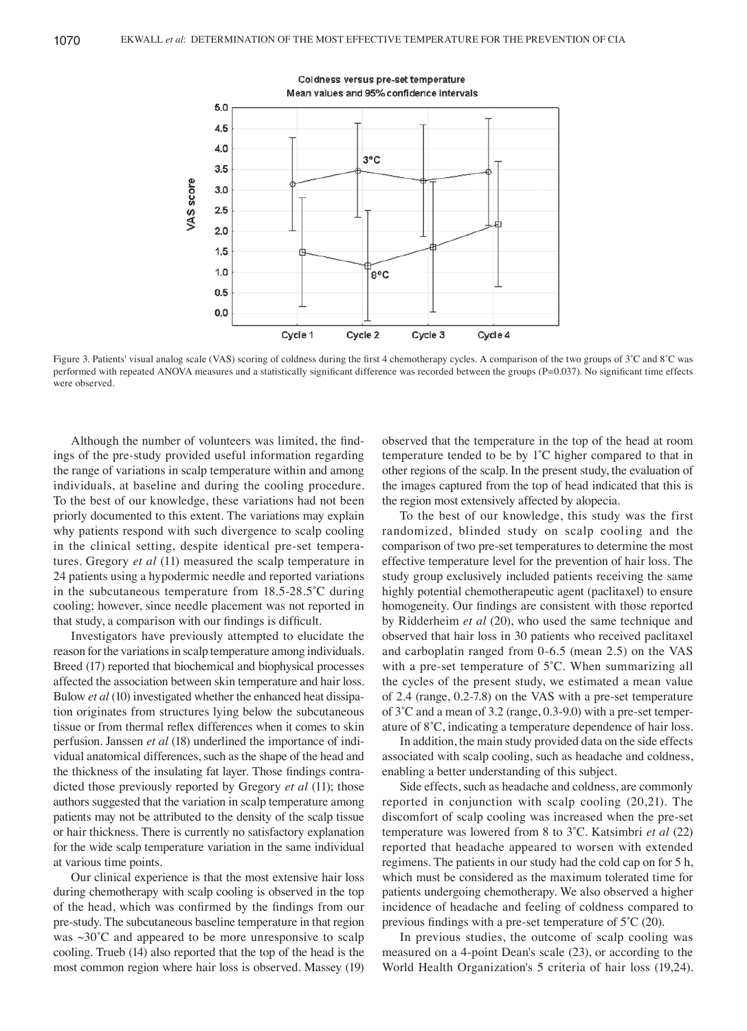Coldness versus pre-set temperature
Mean values and 95% confidence intervals

VAS score

5.0
4.5
4.0
3.5
3.0
2.5
2.0
1.5
1.0
0.5
0.0

3°C

8°C

Cycle 1
Cycle 2
Cycle 3
Cycle 4

Figure 3. Patients' visual analog scale (VAS) scoring of coldness during the first 4 chemotherapy cycles. A comparison of the two groups of 3˚C and 8˚C was performed with repeated ANOVA measures and a statistically significant difference was recorded between the groups (P=0.037). No significant time effects were observed.

Although the number of volunteers was limited, the findings of the pre-study provided useful information regarding the range of variations in scalp temperature within and among individuals, at baseline and during the cooling procedure. To the best of our knowledge, these variations had not been priorly documented to this extent. The variations may explain why patients respond with such divergence to scalp cooling in the clinical setting, despite identical pre-set temperatures. Gregory *et al* (11) measured the scalp temperature in 24 patients using a hypodermic needle and reported variations in the subcutaneous temperature from 18.5-28.5˚C during cooling; however, since needle placement was not reported in that study, a comparison with our findings is difficult.

Investigators have previously attempted to elucidate the reason for the variations in scalp temperature among individuals. Breed (17) reported that biochemical and biophysical processes affected the association between skin temperature and hair loss. Bulow *et al* (10) investigated whether the enhanced heat dissipation originates from structures lying below the subcutaneous tissue or from thermal reflex differences when it comes to skin perfusion. Janssen *et al* (18) underlined the importance of individual anatomical differences, such as the shape of the head and the thickness of the insulating fat layer. Those findings contradicted those previously reported by Gregory *et al* (11); those authors suggested that the variation in scalp temperature among patients may not be attributed to the density of the scalp tissue or hair thickness. There is currently no satisfactory explanation for the wide scalp temperature variation in the same individual at various time points.

Our clinical experience is that the most extensive hair loss during chemotherapy with scalp cooling is observed in the top of the head, which was confirmed by the findings from our pre-study. The subcutaneous baseline temperature in that region was ~30˚C and appeared to be more unresponsive to scalp cooling. Trueb (14) also reported that the top of the head is the most common region where hair loss is observed. Massey (19) observed that the temperature in the top of the head at room temperature tended to be by 1˚C higher compared to that in other regions of the scalp. In the present study, the evaluation of the images captured from the top of head indicated that this is the region most extensively affected by alopecia.

To the best of our knowledge, this study was the first randomized, blinded study on scalp cooling and the comparison of two pre-set temperatures to determine the most effective temperature level for the prevention of hair loss. The study group exclusively included patients receiving the same highly potential chemotherapeutic agent (paclitaxel) to ensure homogeneity. Our findings are consistent with those reported by Ridderheim *et al* (20), who used the same technique and observed that hair loss in 30 patients who received paclitaxel and carboplatin ranged from 0-6.5 (mean 2.5) on the VAS with a pre-set temperature of 5˚C. When summarizing all the cycles of the present study, we estimated a mean value of 2.4 (range, 0.2-7.8) on the VAS with a pre-set temperature of 3˚C and a mean of 3.2 (range, 0.3-9.0) with a pre-set temperature of 8˚C, indicating a temperature dependence of hair loss.

In addition, the main study provided data on the side effects associated with scalp cooling, such as headache and coldness, enabling a better understanding of this subject.

Side effects, such as headache and coldness, are commonly reported in conjunction with scalp cooling (20,21). The discomfort of scalp cooling was increased when the pre-set temperature was lowered from 8 to 3˚C. Katsimbri *et al* (22) reported that headache appeared to worsen with extended regimens. The patients in our study had the cold cap on for 5 h, which must be considered as the maximum tolerated time for patients undergoing chemotherapy. We also observed a higher incidence of headache and feeling of coldness compared to previous findings with a pre-set temperature of 5˚C (20).

In previous studies, the outcome of scalp cooling was measured on a 4-point Dean's scale (23), or according to the World Health Organization's 5 criteria of hair loss (19,24).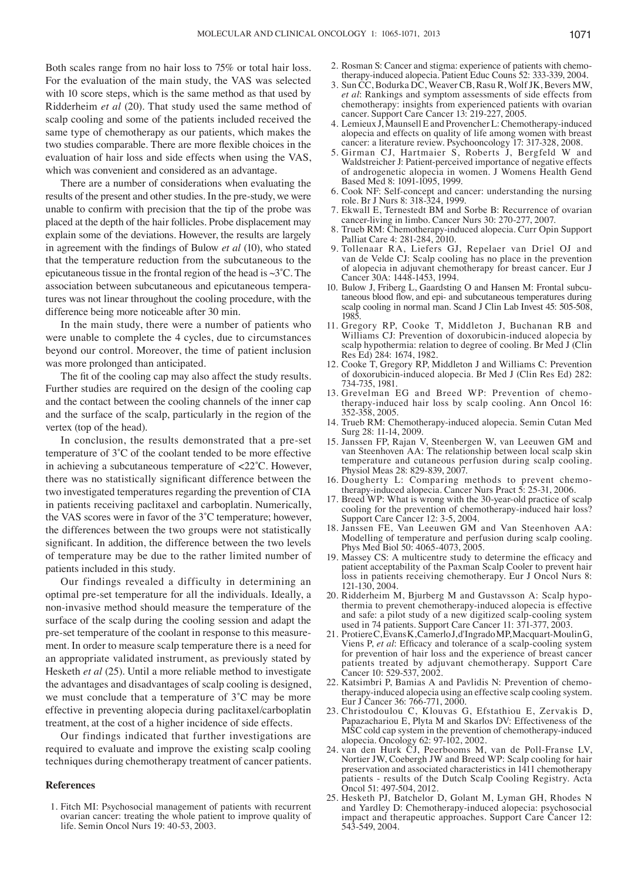Both scales range from no hair loss to 75% or total hair loss. For the evaluation of the main study, the VAS was selected with 10 score steps, which is the same method as that used by Ridderheim *et al* (20). That study used the same method of scalp cooling and some of the patients included received the same type of chemotherapy as our patients, which makes the two studies comparable. There are more flexible choices in the evaluation of hair loss and side effects when using the VAS, which was convenient and considered as an advantage.

There are a number of considerations when evaluating the results of the present and other studies. In the pre-study, we were unable to confirm with precision that the tip of the probe was placed at the depth of the hair follicles. Probe displacement may explain some of the deviations. However, the results are largely in agreement with the findings of Bulow *et al* (10), who stated that the temperature reduction from the subcutaneous to the epicutaneous tissue in the frontal region of the head is ~3˚C. The association between subcutaneous and epicutaneous temperatures was not linear throughout the cooling procedure, with the difference being more noticeable after 30 min.

In the main study, there were a number of patients who were unable to complete the 4 cycles, due to circumstances beyond our control. Moreover, the time of patient inclusion was more prolonged than anticipated.

The fit of the cooling cap may also affect the study results. Further studies are required on the design of the cooling cap and the contact between the cooling channels of the inner cap and the surface of the scalp, particularly in the region of the vertex (top of the head).

In conclusion, the results demonstrated that a pre-set temperature of 3˚C of the coolant tended to be more effective in achieving a subcutaneous temperature of <22˚C. However, there was no statistically significant difference between the two investigated temperatures regarding the prevention of CIA in patients receiving paclitaxel and carboplatin. Numerically, the VAS scores were in favor of the 3˚C temperature; however, the differences between the two groups were not statistically significant. In addition, the difference between the two levels of temperature may be due to the rather limited number of patients included in this study.

Our findings revealed a difficulty in determining an optimal pre-set temperature for all the individuals. Ideally, a non-invasive method should measure the temperature of the surface of the scalp during the cooling session and adapt the pre-set temperature of the coolant in response to this measurement. In order to measure scalp temperature there is a need for an appropriate validated instrument, as previously stated by Hesketh *et al* (25). Until a more reliable method to investigate the advantages and disadvantages of scalp cooling is designed, we must conclude that a temperature of 3˚C may be more effective in preventing alopecia during paclitaxel/carboplatin treatment, at the cost of a higher incidence of side effects.

Our findings indicated that further investigations are required to evaluate and improve the existing scalp cooling techniques during chemotherapy treatment of cancer patients.

## References

1. Fitch MI: Psychosocial management of patients with recurrent ovarian cancer: treating the whole patient to improve quality of life. Semin Oncol Nurs 19: 40-53, 2003.
2. Rosman S: Cancer and stigma: experience of patients with chemotherapy-induced alopecia. Patient Educ Couns 52: 333-339, 2004.
3. Sun CC, Bodurka DC, Weaver CB, Rasu R, Wolf JK, Bevers MW, *et al*: Rankings and symptom assessments of side effects from chemotherapy: insights from experienced patients with ovarian cancer. Support Care Cancer 13: 219-227, 2005.
4. Lemieux J, Maunsell E and Provencher L: Chemotherapy-induced alopecia and effects on quality of life among women with breast cancer: a literature review. Psychooncology 17: 317-328, 2008.
5. Girman CJ, Hartmaier S, Roberts J, Bergfeld W and Waldstreicher J: Patient-perceived importance of negative effects of androgenetic alopecia in women. J Womens Health Gend Based Med 8: 1091-1095, 1999.
6. Cook NF: Self-concept and cancer: understanding the nursing role. Br J Nurs 8: 318-324, 1999.
7. Ekwall E, Ternestedt BM and Sorbe B: Recurrence of ovarian cancer-living in limbo. Cancer Nurs 30: 270-277, 2007.
8. Trueb RM: Chemotherapy-induced alopecia. Curr Opin Support Palliat Care 4: 281-284, 2010.
9. Tollenaar RA, Liefers GJ, Repelaer van Driel OJ and van de Velde CJ: Scalp cooling has no place in the prevention of alopecia in adjuvant chemotherapy for breast cancer. Eur J Cancer 30A: 1448-1453, 1994.
10. Bulow J, Friberg L, Gaardsting O and Hansen M: Frontal subcutaneous blood flow, and epi- and subcutaneous temperatures during scalp cooling in normal man. Scand J Clin Lab Invest 45: 505-508, 1985.
11. Gregory RP, Cooke T, Middleton J, Buchanan RB and Williams CJ: Prevention of doxorubicin-induced alopecia by scalp hypothermia: relation to degree of cooling. Br Med J (Clin Res Ed) 284: 1674, 1982.
12. Cooke T, Gregory RP, Middleton J and Williams C: Prevention of doxorubicin-induced alopecia. Br Med J (Clin Res Ed) 282: 734-735, 1981.
13. Grevelman EG and Breed WP: Prevention of chemotherapy-induced hair loss by scalp cooling. Ann Oncol 16: 352-358, 2005.
14. Trueb RM: Chemotherapy-induced alopecia. Semin Cutan Med Surg 28: 11-14, 2009.
15. Janssen FP, Rajan V, Steenbergen W, van Leeuwen GM and van Steenhoven AA: The relationship between local scalp skin temperature and cutaneous perfusion during scalp cooling. Physiol Meas 28: 829-839, 2007.
16. Dougherty L: Comparing methods to prevent chemotherapy-induced alopecia. Cancer Nurs Pract 5: 25-31, 2006.
17. Breed WP: What is wrong with the 30-year-old practice of scalp cooling for the prevention of chemotherapy-induced hair loss? Support Care Cancer 12: 3-5, 2004.
18. Janssen FE, Van Leeuwen GM and Van Steenhoven AA: Modelling of temperature and perfusion during scalp cooling. Phys Med Biol 50: 4065-4073, 2005.
19. Massey CS: A multicentre study to determine the efficacy and patient acceptability of the Paxman Scalp Cooler to prevent hair loss in patients receiving chemotherapy. Eur J Oncol Nurs 8: 121-130, 2004.
20. Ridderheim M, Bjurberg M and Gustavsson A: Scalp hypothermia to prevent chemotherapy-induced alopecia is effective and safe: a pilot study of a new digitized scalp-cooling system used in 74 patients. Support Care Cancer 11: 371-377, 2003.
21. Protiere C, Evans K, Camerlo J, d'Ingrado MP, Macquart-Moulin G, Viens P, *et al*: Efficacy and tolerance of a scalp-cooling system for prevention of hair loss and the experience of breast cancer patients treated by adjuvant chemotherapy. Support Care Cancer 10: 529-537, 2002.
22. Katsimbri P, Bamias A and Pavlidis N: Prevention of chemotherapy-induced alopecia using an effective scalp cooling system. Eur J Cancer 36: 766-771, 2000.
23. Christodoulou C, Klouvas G, Efstathiou E, Zervakis D, Papazachariou E, Plyta M and Skarlos DV: Effectiveness of the MSC cold cap system in the prevention of chemotherapy-induced alopecia. Oncology 62: 97-102, 2002.
24. van den Hurk CJ, Peerbooms M, van de Poll-Franse LV, Nortier JW, Coebergh JW and Breed WP: Scalp cooling for hair preservation and associated characteristics in 1411 chemotherapy patients - results of the Dutch Scalp Cooling Registry. Acta Oncol 51: 497-504, 2012.
25. Hesketh PJ, Batchelor D, Golant M, Lyman GH, Rhodes N and Yardley D: Chemotherapy-induced alopecia: psychosocial impact and therapeutic approaches. Support Care Cancer 12: 543-549, 2004.